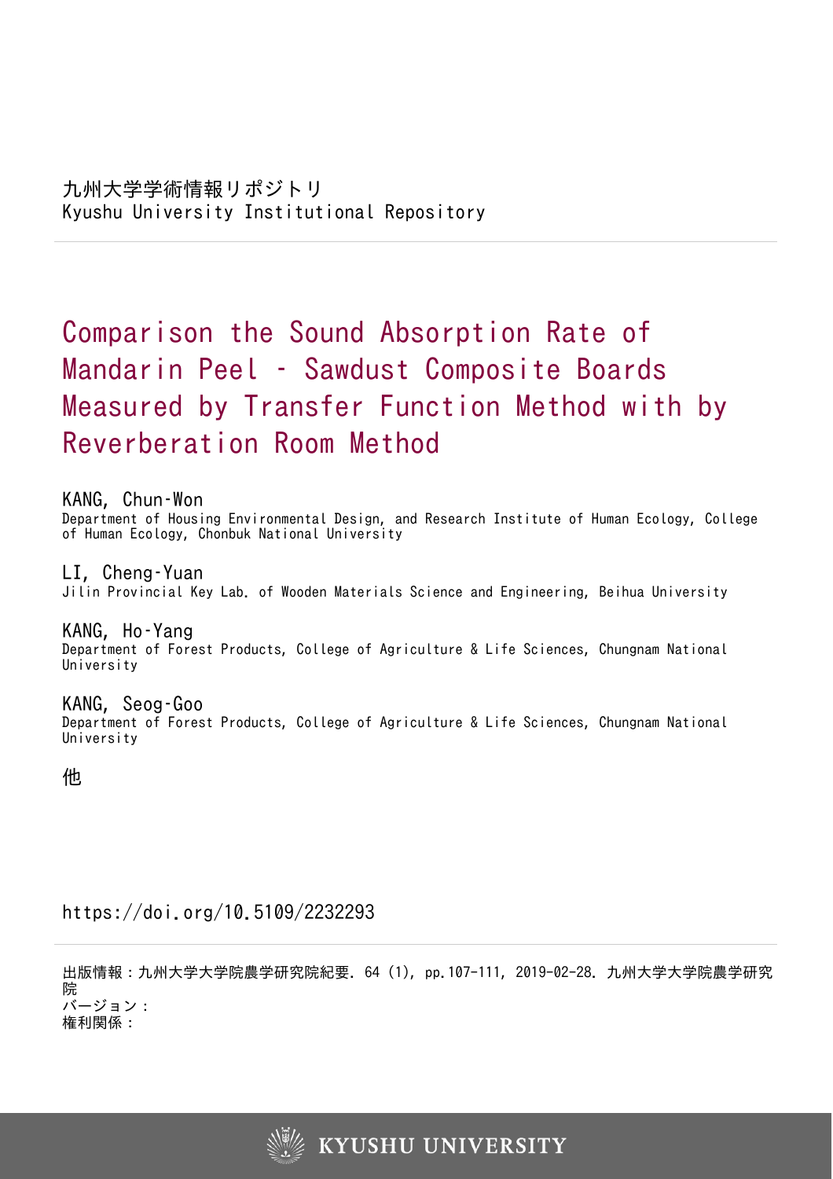九州大学学術情報リポジトリ
Kyushu University Institutional Repository

# Comparison the Sound Absorption Rate of Mandarin Peel - Sawdust Composite Boards Measured by Transfer Function Method with by Reverberation Room Method

KANG, Chun-Won
Department of Housing Environmental Design, and Research Institute of Human Ecology, College of Human Ecology, Chonbuk National University

LI, Cheng-Yuan
Jilin Provincial Key Lab. of Wooden Materials Science and Engineering, Beihua University

KANG, Ho-Yang
Department of Forest Products, College of Agriculture & Life Sciences, Chungnam National University

KANG, Seog-Goo
Department of Forest Products, College of Agriculture & Life Sciences, Chungnam National University

他

https://doi.org/10.5109/2232293

出版情報：九州大学大学院農学研究院紀要. 64 (1), pp.107-111, 2019-02-28. 九州大学大学院農学研究院
バージョン：
権利関係：

KYUSHU UNIVERSITY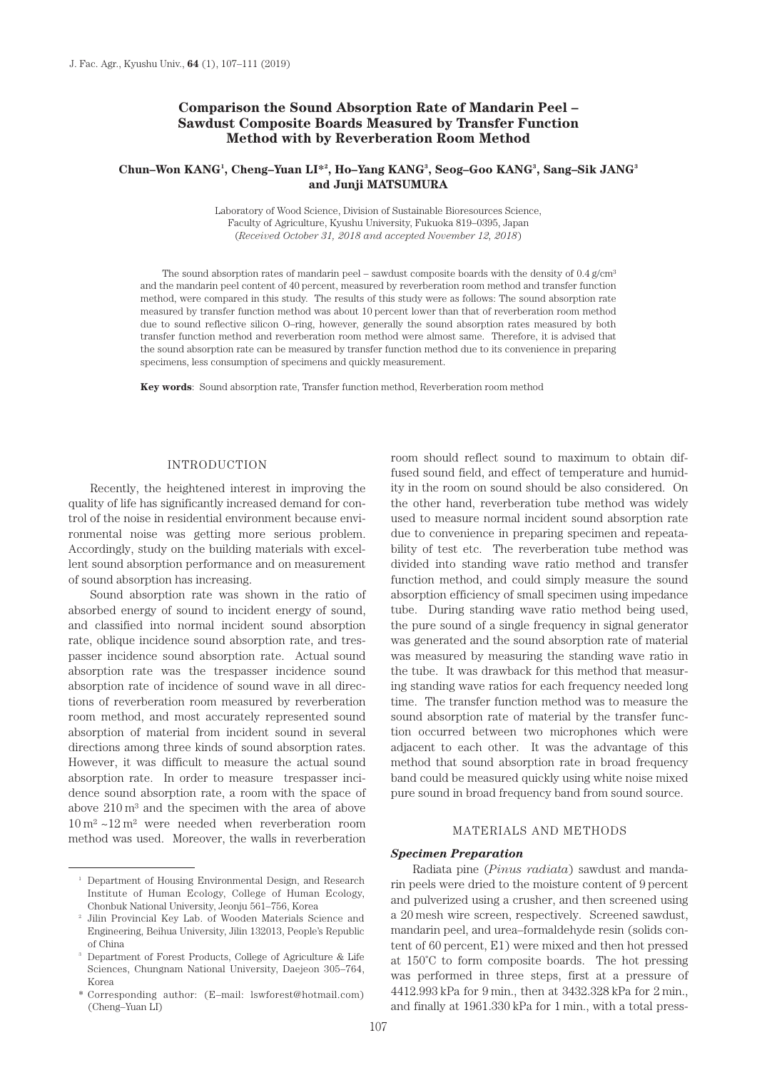# Comparison the Sound Absorption Rate of Mandarin Peel – Sawdust Composite Boards Measured by Transfer Function Method with by Reverberation Room Method

**Chun–Won KANG[1], Cheng–Yuan LI*[2], Ho–Yang KANG[3], Seog–Goo KANG[3], Sang–Sik JANG[3] and Junji MATSUMURA**

Laboratory of Wood Science, Division of Sustainable Bioresources Science, Faculty of Agriculture, Kyushu University, Fukuoka 819–0395, Japan
(*Received October 31, 2018 and accepted November 12, 2018*)

The sound absorption rates of mandarin peel – sawdust composite boards with the density of 0.4 g/cm$^3$ and the mandarin peel content of 40 percent, measured by reverberation room method and transfer function method, were compared in this study. The results of this study were as follows: The sound absorption rate measured by transfer function method was about 10 percent lower than that of reverberation room method due to sound reflective silicon O–ring, however, generally the sound absorption rates measured by both transfer function method and reverberation room method were almost same. Therefore, it is advised that the sound absorption rate can be measured by transfer function method due to its convenience in preparing specimens, less consumption of specimens and quickly measurement.

**Key words**: Sound absorption rate, Transfer function method, Reverberation room method

## INTRODUCTION

Recently, the heightened interest in improving the quality of life has significantly increased demand for control of the noise in residential environment because environmental noise was getting more serious problem. Accordingly, study on the building materials with excellent sound absorption performance and on measurement of sound absorption has increasing.

Sound absorption rate was shown in the ratio of absorbed energy of sound to incident energy of sound, and classified into normal incident sound absorption rate, oblique incidence sound absorption rate, and trespasser incidence sound absorption rate. Actual sound absorption rate was the trespasser incidence sound absorption rate of incidence of sound wave in all directions of reverberation room measured by reverberation room method, and most accurately represented sound absorption of material from incident sound in several directions among three kinds of sound absorption rates. However, it was difficult to measure the actual sound absorption rate. In order to measure trespasser incidence sound absorption rate, a room with the space of above 210 m$^3$ and the specimen with the area of above 10 m$^2$ ~12 m$^2$ were needed when reverberation room method was used. Moreover, the walls in reverberation room should reflect sound to maximum to obtain diffused sound field, and effect of temperature and humidity in the room on sound should be also considered. On the other hand, reverberation tube method was widely used to measure normal incident sound absorption rate due to convenience in preparing specimen and repeatability of test etc. The reverberation tube method was divided into standing wave ratio method and transfer function method, and could simply measure the sound absorption efficiency of small specimen using impedance tube. During standing wave ratio method being used, the pure sound of a single frequency in signal generator was generated and the sound absorption rate of material was measured by measuring the standing wave ratio in the tube. It was drawback for this method that measuring standing wave ratios for each frequency needed long time. The transfer function method was to measure the sound absorption rate of material by the transfer function occurred between two microphones which were adjacent to each other. It was the advantage of this method that sound absorption rate in broad frequency band could be measured quickly using white noise mixed pure sound in broad frequency band from sound source.

## MATERIALS AND METHODS

### *Specimen Preparation*

Radiata pine (*Pinus radiata*) sawdust and mandarin peels were dried to the moisture content of 9 percent and pulverized using a crusher, and then screened using a 20 mesh wire screen, respectively. Screened sawdust, mandarin peel, and urea–formaldehyde resin (solids content of 60 percent, E1) were mixed and then hot pressed at 150°C to form composite boards. The hot pressing was performed in three steps, first at a pressure of 4412.993 kPa for 9 min., then at 3432.328 kPa for 2 min., and finally at 1961.330 kPa for 1 min., with a total press-

---

[1] Department of Housing Environmental Design, and Research Institute of Human Ecology, College of Human Ecology, Chonbuk National University, Jeonju 561–756, Korea

[2] Jilin Provincial Key Lab. of Wooden Materials Science and Engineering, Beihua University, Jilin 132013, People's Republic of China

[3] Department of Forest Products, College of Agriculture & Life Sciences, Chungnam National University, Daejeon 305–764, Korea

\* Corresponding author: (E–mail: lswforest@hotmail.com) (Cheng–Yuan LI)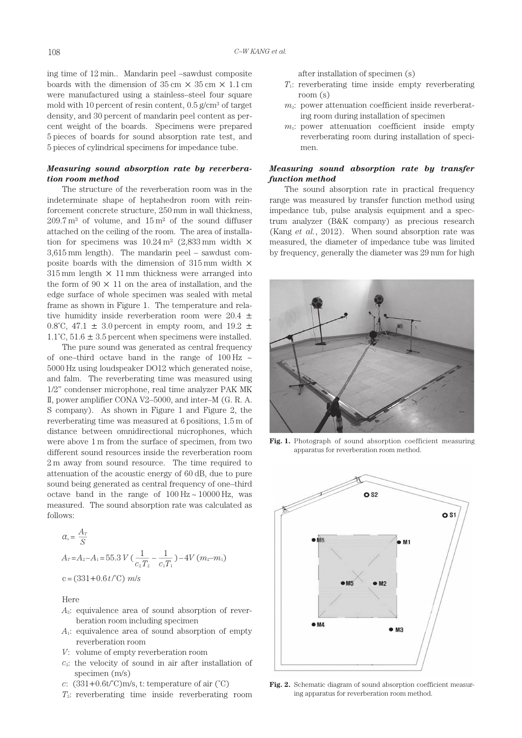ing time of 12 min.. Mandarin peel –sawdust composite boards with the dimension of 35 cm × 35 cm × 1.1 cm were manufactured using a stainless–steel four square mold with 10 percent of resin content, 0.5 g/cm³ of target density, and 30 percent of mandarin peel content as percent weight of the boards. Specimens were prepared 5 pieces of boards for sound absorption rate test, and 5 pieces of cylindrical specimens for impedance tube.

***Measuring sound absorption rate by reverberation room method***

The structure of the reverberation room was in the indeterminate shape of heptahedron room with reinforcement concrete structure, 250 mm in wall thickness, 209.7 m³ of volume, and 15 m² of the sound diffuser attached on the ceiling of the room. The area of installation for specimens was 10.24 m² (2,833 mm width × 3,615 mm length). The mandarin peel – sawdust composite boards with the dimension of 315 mm width × 315 mm length × 11 mm thickness were arranged into the form of 90 × 11 on the area of installation, and the edge surface of whole specimen was sealed with metal frame as shown in Figure 1. The temperature and relative humidity inside reverberation room were 20.4 ± 0.8°C, 47.1 ± 3.0 percent in empty room, and 19.2 ± 1.1°C, 51.6 ± 3.5 percent when specimens were installed.

The pure sound was generated as central frequency of one–third octave band in the range of 100 Hz ~ 5000 Hz using loudspeaker DO12 which generated noise, and falm. The reverberating time was measured using 1/2" condenser microphone, real time analyzer PAK MK II, power amplifier CONA V2–5000, and inter–M (G. R. A. S company). As shown in Figure 1 and Figure 2, the reverberating time was measured at 6 positions, 1.5 m of distance between omnidirectional microphones, which were above 1 m from the surface of specimen, from two different sound resources inside the reverberation room 2 m away from sound resource. The time required to attenuation of the acoustic energy of 60 dB, due to pure sound being generated as central frequency of one–third octave band in the range of 100 Hz ~ 10000 Hz, was measured. The sound absorption rate was calculated as follows:

$$\alpha_s = \frac{A_T}{S}$$

$$A_T = A_2 - A_1 = 55.3\,V\left(\frac{1}{c_2 T_2} - \frac{1}{c_1 T_1}\right) - 4V\,(m_2 - m_1)$$

$$c = (331 + 0.6\,t/^{\circ}\mathrm{C})\ m/s$$

Here

- $A_2$: equivalence area of sound absorption of reverberation room including specimen
- $A_1$: equivalence area of sound absorption of empty reverberation room
- $V$: volume of empty reverberation room
- $c_2$: the velocity of sound in air after installation of specimen (m/s)
- $c$: (331+0.6t/°C)m/s, t: temperature of air (°C)
- $T_2$: reverberating time inside reverberating room after installation of specimen (s)
- $T_1$: reverberating time inside empty reverberating room (s)
- $m_2$: power attenuation coefficient inside reverberating room during installation of specimen
- $m_1$: power attenuation coefficient inside empty reverberating room during installation of specimen.

***Measuring sound absorption rate by transfer function method***

The sound absorption rate in practical frequency range was measured by transfer function method using impedance tub, pulse analysis equipment and a spectrum analyzer (B&K company) as precious research (Kang *et al.*, 2012). When sound absorption rate was measured, the diameter of impedance tube was limited by frequency, generally the diameter was 29 mm for high

**Fig. 1.** Photograph of sound absorption coefficient measuring apparatus for reverberation room method.

**Fig. 2.** Schematic diagram of sound absorption coefficient measuring apparatus for reverberation room method.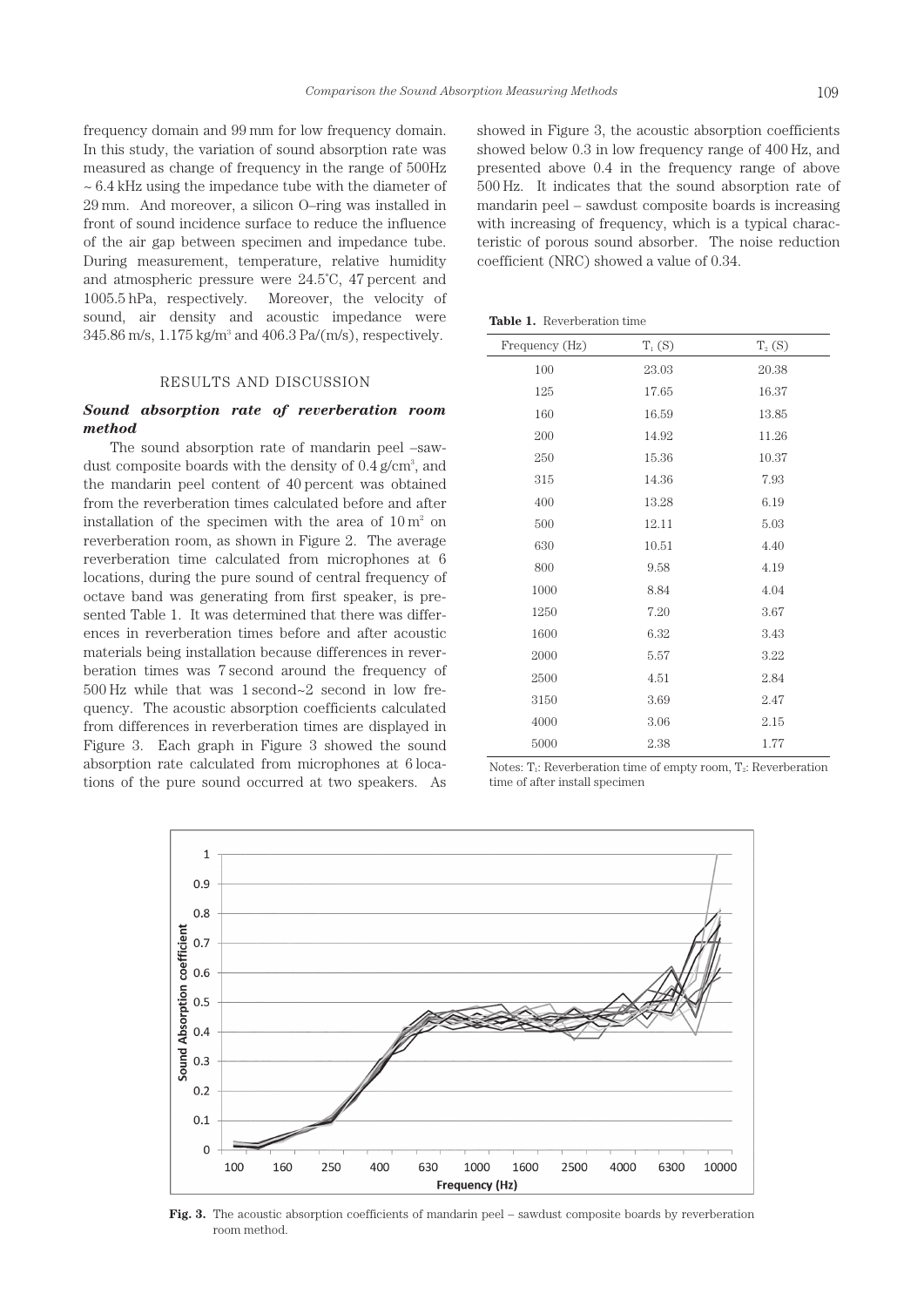frequency domain and 99 mm for low frequency domain. In this study, the variation of sound absorption rate was measured as change of frequency in the range of 500Hz ~ 6.4 kHz using the impedance tube with the diameter of 29 mm. And moreover, a silicon O–ring was installed in front of sound incidence surface to reduce the influence of the air gap between specimen and impedance tube. During measurement, temperature, relative humidity and atmospheric pressure were 24.5˚C, 47 percent and 1005.5 hPa, respectively. Moreover, the velocity of sound, air density and acoustic impedance were 345.86 m/s, 1.175 kg/m$^3$ and 406.3 Pa/(m/s), respectively.

## RESULTS AND DISCUSSION

### *Sound absorption rate of reverberation room method*

The sound absorption rate of mandarin peel –sawdust composite boards with the density of 0.4 g/cm$^3$, and the mandarin peel content of 40 percent was obtained from the reverberation times calculated before and after installation of the specimen with the area of 10 m$^2$ on reverberation room, as shown in Figure 2. The average reverberation time calculated from microphones at 6 locations, during the pure sound of central frequency of octave band was generating from first speaker, is presented Table 1. It was determined that there was differences in reverberation times before and after acoustic materials being installation because differences in reverberation times was 7 second around the frequency of 500 Hz while that was 1 second~2 second in low frequency. The acoustic absorption coefficients calculated from differences in reverberation times are displayed in Figure 3. Each graph in Figure 3 showed the sound absorption rate calculated from microphones at 6 locations of the pure sound occurred at two speakers. As showed in Figure 3, the acoustic absorption coefficients showed below 0.3 in low frequency range of 400 Hz, and presented above 0.4 in the frequency range of above 500 Hz. It indicates that the sound absorption rate of mandarin peel – sawdust composite boards is increasing with increasing of frequency, which is a typical characteristic of porous sound absorber. The noise reduction coefficient (NRC) showed a value of 0.34.

**Table 1.** Reverberation time

| Frequency (Hz) | $T_1$ (S) | $T_2$ (S) |
|---|---|---|
| 100 | 23.03 | 20.38 |
| 125 | 17.65 | 16.37 |
| 160 | 16.59 | 13.85 |
| 200 | 14.92 | 11.26 |
| 250 | 15.36 | 10.37 |
| 315 | 14.36 | 7.93 |
| 400 | 13.28 | 6.19 |
| 500 | 12.11 | 5.03 |
| 630 | 10.51 | 4.40 |
| 800 | 9.58 | 4.19 |
| 1000 | 8.84 | 4.04 |
| 1250 | 7.20 | 3.67 |
| 1600 | 6.32 | 3.43 |
| 2000 | 5.57 | 3.22 |
| 2500 | 4.51 | 2.84 |
| 3150 | 3.69 | 2.47 |
| 4000 | 3.06 | 2.15 |
| 5000 | 2.38 | 1.77 |

Notes: $T_1$: Reverberation time of empty room, $T_2$: Reverberation time of after install specimen

**Fig. 3.** The acoustic absorption coefficients of mandarin peel – sawdust composite boards by reverberation room method.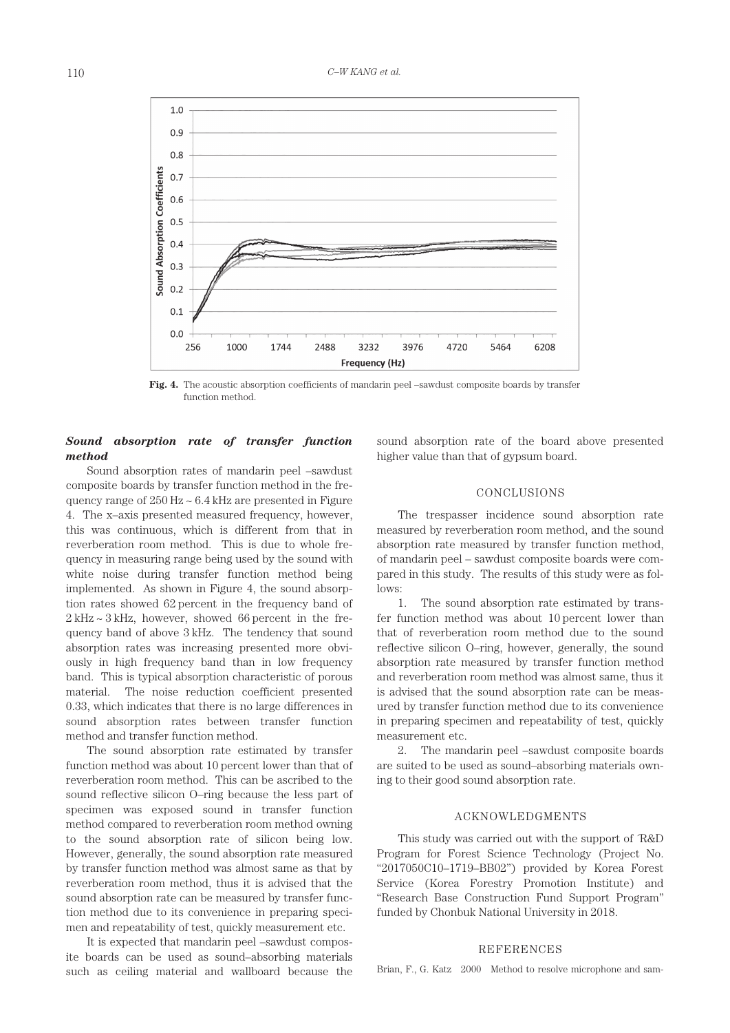Fig. 4. The acoustic absorption coefficients of mandarin peel –sawdust composite boards by transfer function method.

### *Sound absorption rate of transfer function method*

Sound absorption rates of mandarin peel –sawdust composite boards by transfer function method in the frequency range of 250 Hz ~ 6.4 kHz are presented in Figure 4. The x–axis presented measured frequency, however, this was continuous, which is different from that in reverberation room method. This is due to whole frequency in measuring range being used by the sound with white noise during transfer function method being implemented. As shown in Figure 4, the sound absorption rates showed 62 percent in the frequency band of 2 kHz ~ 3 kHz, however, showed 66 percent in the frequency band of above 3 kHz. The tendency that sound absorption rates was increasing presented more obviously in high frequency band than in low frequency band. This is typical absorption characteristic of porous material. The noise reduction coefficient presented 0.33, which indicates that there is no large differences in sound absorption rates between transfer function method and transfer function method.

The sound absorption rate estimated by transfer function method was about 10 percent lower than that of reverberation room method. This can be ascribed to the sound reflective silicon O–ring because the less part of specimen was exposed sound in transfer function method compared to reverberation room method owning to the sound absorption rate of silicon being low. However, generally, the sound absorption rate measured by transfer function method was almost same as that by reverberation room method, thus it is advised that the sound absorption rate can be measured by transfer function method due to its convenience in preparing specimen and repeatability of test, quickly measurement etc.

It is expected that mandarin peel –sawdust composite boards can be used as sound–absorbing materials such as ceiling material and wallboard because the sound absorption rate of the board above presented higher value than that of gypsum board.

## CONCLUSIONS

The trespasser incidence sound absorption rate measured by reverberation room method, and the sound absorption rate measured by transfer function method, of mandarin peel – sawdust composite boards were compared in this study. The results of this study were as follows:

1. The sound absorption rate estimated by transfer function method was about 10 percent lower than that of reverberation room method due to the sound reflective silicon O–ring, however, generally, the sound absorption rate measured by transfer function method and reverberation room method was almost same, thus it is advised that the sound absorption rate can be measured by transfer function method due to its convenience in preparing specimen and repeatability of test, quickly measurement etc.

2. The mandarin peel –sawdust composite boards are suited to be used as sound–absorbing materials owning to their good sound absorption rate.

## ACKNOWLEDGMENTS

This study was carried out with the support of 'R&D Program for Forest Science Technology (Project No. "2017050C10–1719–BB02") provided by Korea Forest Service (Korea Forestry Promotion Institute) and "Research Base Construction Fund Support Program" funded by Chonbuk National University in 2018.

## REFERENCES

Brian, F., G. Katz 2000 Method to resolve microphone and sam-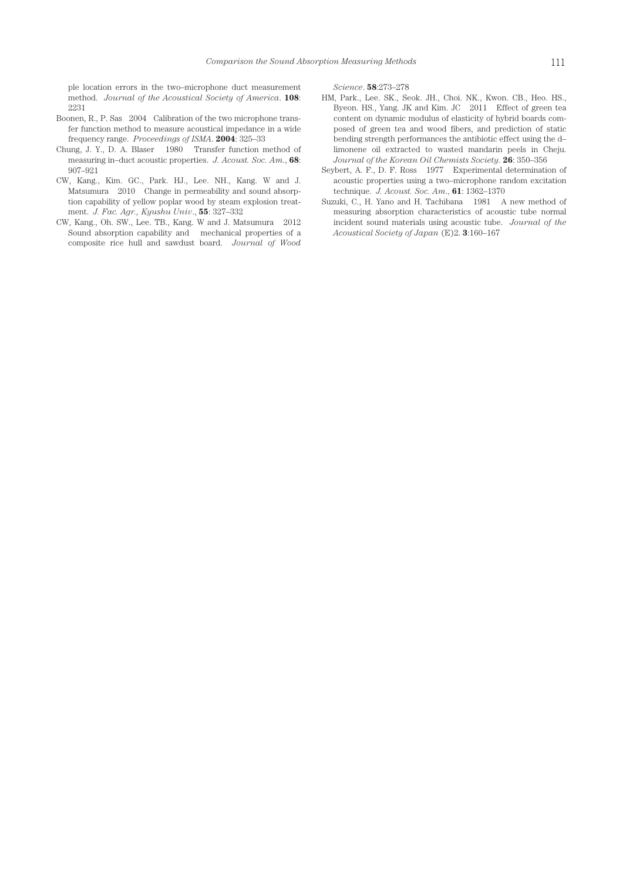ple location errors in the two–microphone duct measurement method. *Journal of the Acoustical Society of America*. **108**: 2231

Boonen, R., P. Sas 2004 Calibration of the two microphone transfer function method to measure acoustical impedance in a wide frequency range. *Proceedings of ISMA*. **2004**: 325–33

Chung, J. Y., D. A. Blaser 1980 Transfer function method of measuring in–duct acoustic properties. *J. Acoust. Soc. Am*., **68**: 907–921

CW, Kang., Kim. GC., Park. HJ., Lee. NH., Kang. W and J. Matsumura 2010 Change in permeability and sound absorption capability of yellow poplar wood by steam explosion treatment. *J. Fac. Agr., Kyushu Univ*., **55**: 327–332

CW, Kang., Oh. SW., Lee. TB., Kang. W and J. Matsumura 2012 Sound absorption capability and mechanical properties of a composite rice hull and sawdust board. *Journal of Wood Science*. **58**:273–278

HM, Park., Lee. SK., Seok. JH., Choi. NK., Kwon. CB., Heo. HS., Byeon. HS., Yang. JK and Kim. JC 2011 Effect of green tea content on dynamic modulus of elasticity of hybrid boards composed of green tea and wood fibers, and prediction of static bending strength performances the antibiotic effect using the d–limonene oil extracted to wasted mandarin peels in Cheju. *Journal of the Korean Oil Chemists Society*. **26**: 350–356

Seybert, A. F., D. F. Ross 1977 Experimental determination of acoustic properties using a two–microphone random excitation technique. *J. Acoust. Soc. Am*., **61**: 1362–1370

Suzuki, C., H. Yano and H. Tachibana 1981 A new method of measuring absorption characteristics of acoustic tube normal incident sound materials using acoustic tube. *Journal of the Acoustical Society of Japan* (E)2. **3**:160–167